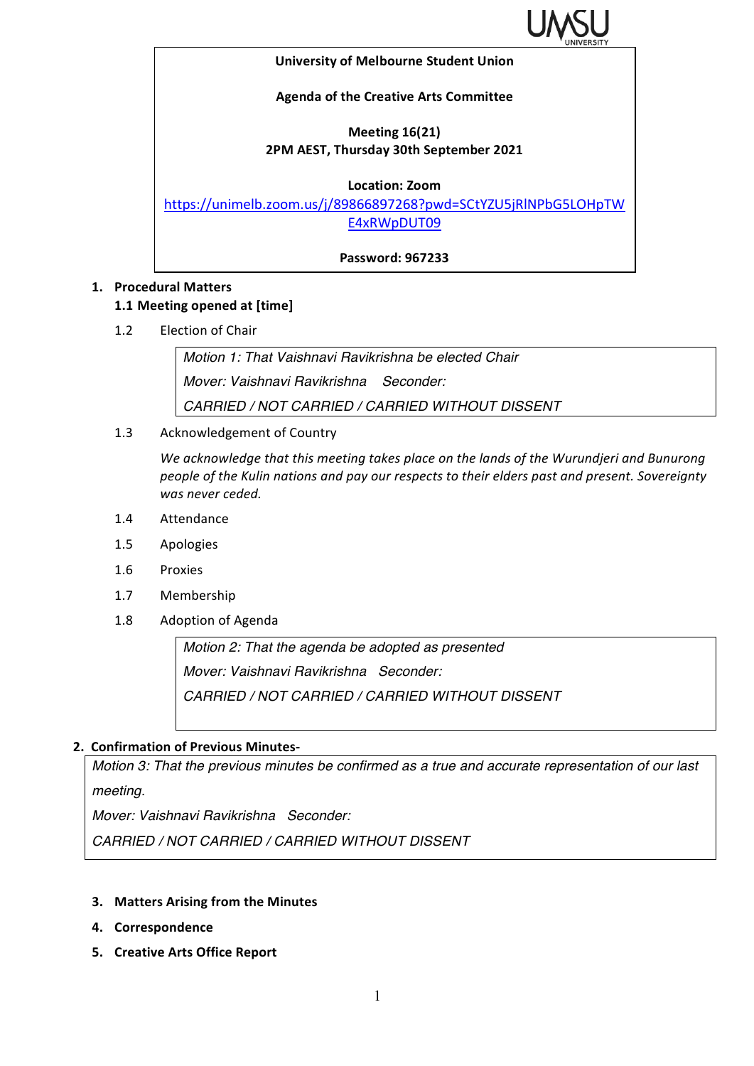**University of Melbourne Student Union**

**Agenda of the Creative Arts Committee**

**Meeting 16(21)**
**2PM AEST, Thursday 30th September 2021**

**Location: Zoom**
https://unimelb.zoom.us/j/89866897268?pwd=SCtYZU5jRlNPbG5LOHpTWE4xRWpDUT09

**Password: 967233**

1. **Procedural Matters**

   **1.1 Meeting opened at [time]**

   1.2 Election of Chair

   > *Motion 1: That Vaishnavi Ravikrishna be elected Chair*
   > *Mover: Vaishnavi Ravikrishna Seconder:*
   > *CARRIED / NOT CARRIED / CARRIED WITHOUT DISSENT*

   1.3 Acknowledgement of Country

   *We acknowledge that this meeting takes place on the lands of the Wurundjeri and Bunurong people of the Kulin nations and pay our respects to their elders past and present. Sovereignty was never ceded.*

   1.4 Attendance

   1.5 Apologies

   1.6 Proxies

   1.7 Membership

   1.8 Adoption of Agenda

   > *Motion 2: That the agenda be adopted as presented*
   > *Mover: Vaishnavi Ravikrishna Seconder:*
   > *CARRIED / NOT CARRIED / CARRIED WITHOUT DISSENT*

2. **Confirmation of Previous Minutes-**

> *Motion 3: That the previous minutes be confirmed as a true and accurate representation of our last meeting.*
> *Mover: Vaishnavi Ravikrishna Seconder:*
> *CARRIED / NOT CARRIED / CARRIED WITHOUT DISSENT*

3. **Matters Arising from the Minutes**
4. **Correspondence**
5. **Creative Arts Office Report**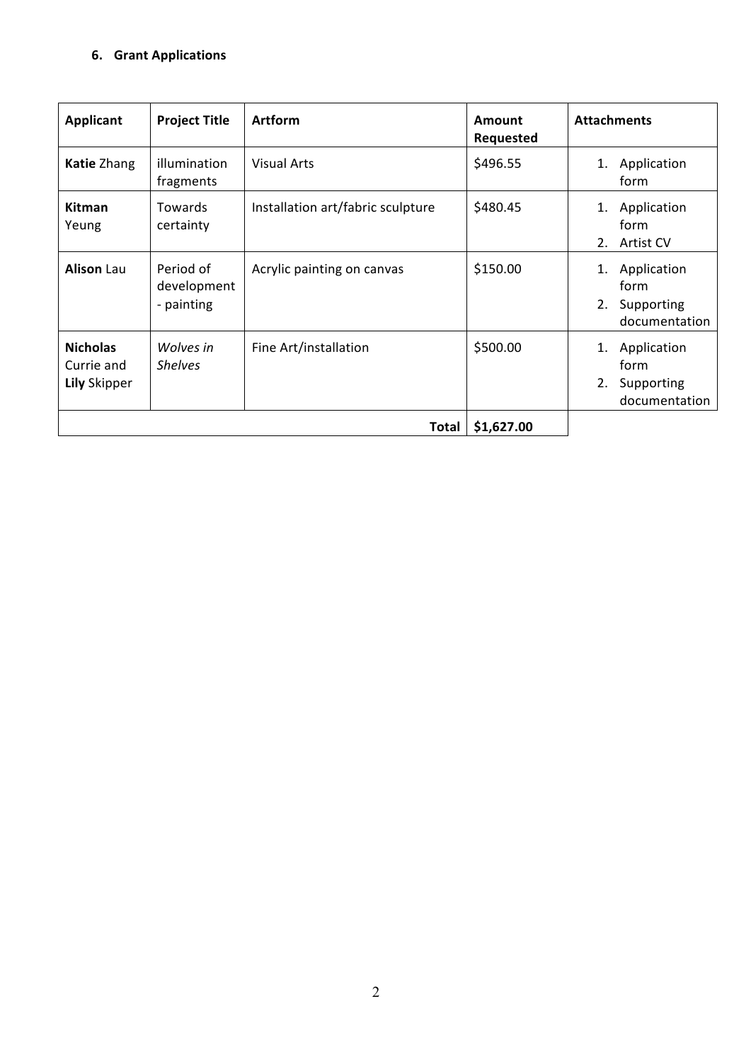### 6. Grant Applications

| Applicant | Project Title | Artform | Amount Requested | Attachments |
|---|---|---|---|---|
| **Katie** Zhang | illumination fragments | Visual Arts | $496.55 | 1. Application form |
| **Kitman** Yeung | Towards certainty | Installation art/fabric sculpture | $480.45 | 1. Application form<br>2. Artist CV |
| **Alison** Lau | Period of development - painting | Acrylic painting on canvas | $150.00 | 1. Application form<br>2. Supporting documentation |
| **Nicholas** Currie and **Lily** Skipper | *Wolves in Shelves* | Fine Art/installation | $500.00 | 1. Application form<br>2. Supporting documentation |
| | | **Total** | **$1,627.00** | |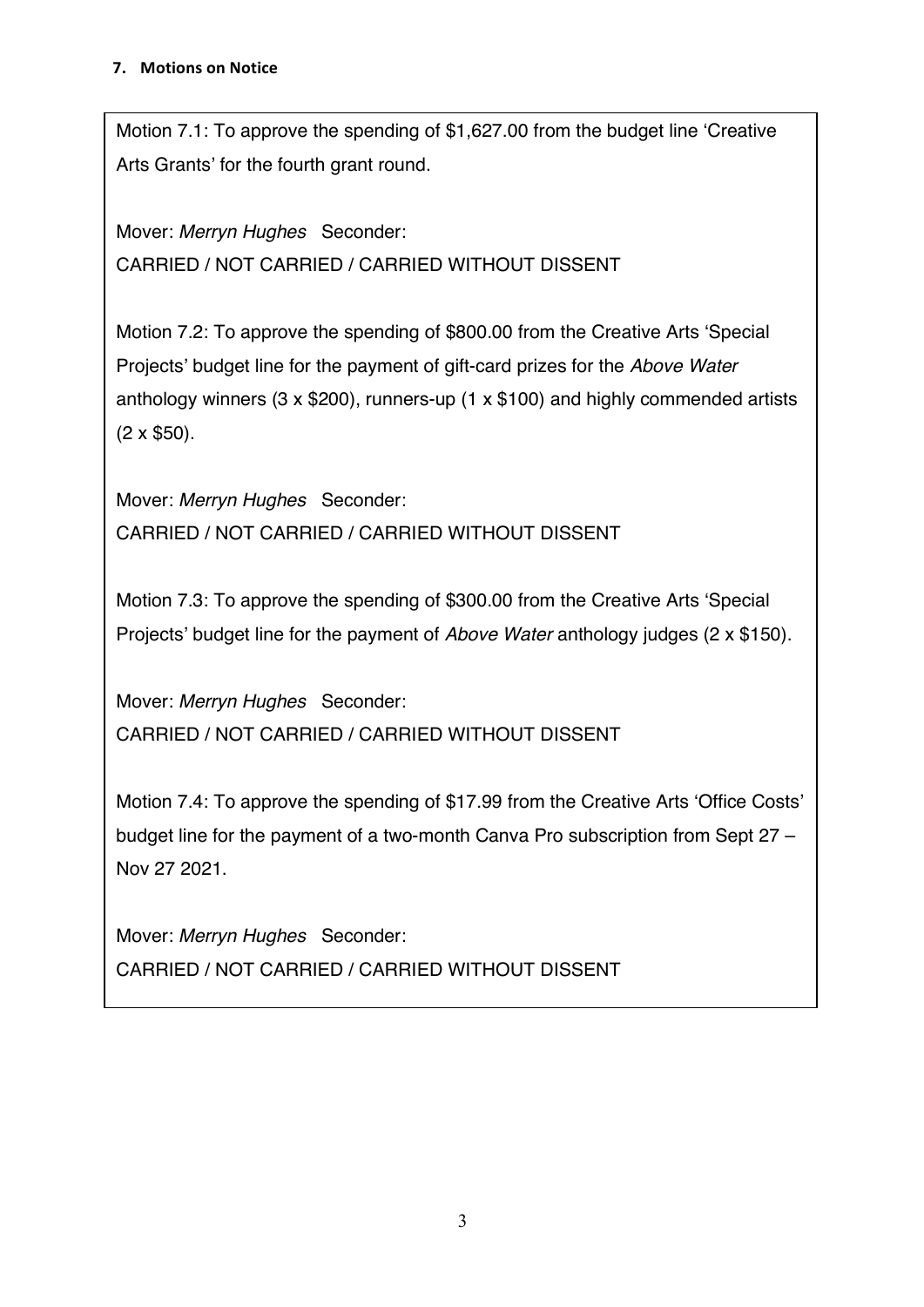## 7. Motions on Notice

Motion 7.1: To approve the spending of $1,627.00 from the budget line 'Creative Arts Grants' for the fourth grant round.

Mover: *Merryn Hughes* Seconder:
CARRIED / NOT CARRIED / CARRIED WITHOUT DISSENT

Motion 7.2: To approve the spending of $800.00 from the Creative Arts 'Special Projects' budget line for the payment of gift-card prizes for the *Above Water* anthology winners (3 x $200), runners-up (1 x $100) and highly commended artists (2 x $50).

Mover: *Merryn Hughes* Seconder:
CARRIED / NOT CARRIED / CARRIED WITHOUT DISSENT

Motion 7.3: To approve the spending of $300.00 from the Creative Arts 'Special Projects' budget line for the payment of *Above Water* anthology judges (2 x $150).

Mover: *Merryn Hughes* Seconder:
CARRIED / NOT CARRIED / CARRIED WITHOUT DISSENT

Motion 7.4: To approve the spending of $17.99 from the Creative Arts 'Office Costs' budget line for the payment of a two-month Canva Pro subscription from Sept 27 – Nov 27 2021.

Mover: *Merryn Hughes* Seconder:
CARRIED / NOT CARRIED / CARRIED WITHOUT DISSENT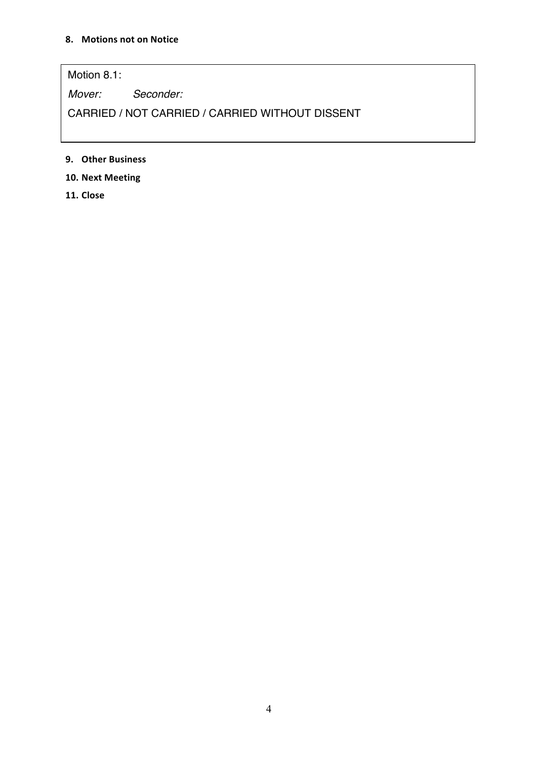## 8. Motions not on Notice

Motion 8.1:

*Mover:* *Seconder:*

CARRIED / NOT CARRIED / CARRIED WITHOUT DISSENT

## 9. Other Business

## 10. Next Meeting

## 11. Close